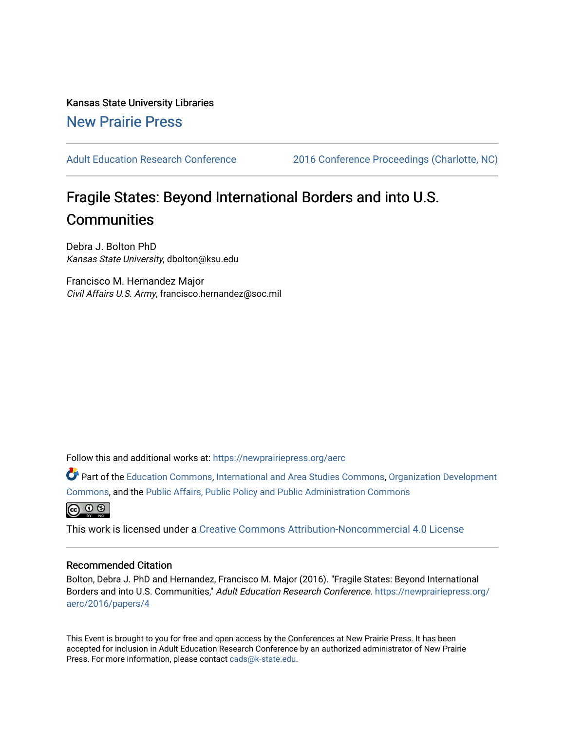Kansas State University Libraries

New Prairie Press

Adult Education Research Conference | 2016 Conference Proceedings (Charlotte, NC)

# Fragile States: Beyond International Borders and into U.S. Communities

Debra J. Bolton PhD
*Kansas State University*, dbolton@ksu.edu

Francisco M. Hernandez Major
*Civil Affairs U.S. Army*, francisco.hernandez@soc.mil

Follow this and additional works at: https://newprairiepress.org/aerc

Part of the Education Commons, International and Area Studies Commons, Organization Development Commons, and the Public Affairs, Public Policy and Public Administration Commons

This work is licensed under a Creative Commons Attribution-Noncommercial 4.0 License

## Recommended Citation

Bolton, Debra J. PhD and Hernandez, Francisco M. Major (2016). "Fragile States: Beyond International Borders and into U.S. Communities," *Adult Education Research Conference*. https://newprairiepress.org/aerc/2016/papers/4

This Event is brought to you for free and open access by the Conferences at New Prairie Press. It has been accepted for inclusion in Adult Education Research Conference by an authorized administrator of New Prairie Press. For more information, please contact cads@k-state.edu.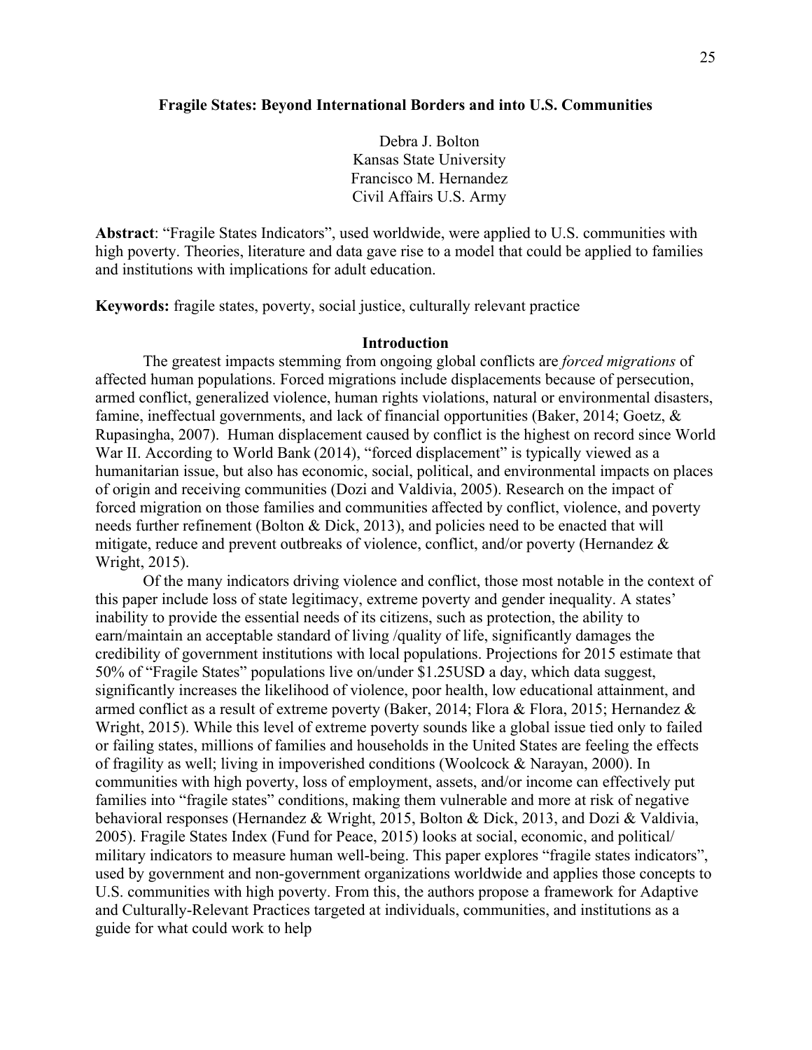## Fragile States: Beyond International Borders and into U.S. Communities

Debra J. Bolton
Kansas State University
Francisco M. Hernandez
Civil Affairs U.S. Army

**Abstract**: "Fragile States Indicators", used worldwide, were applied to U.S. communities with high poverty. Theories, literature and data gave rise to a model that could be applied to families and institutions with implications for adult education.

**Keywords:** fragile states, poverty, social justice, culturally relevant practice

### Introduction

The greatest impacts stemming from ongoing global conflicts are *forced migrations* of affected human populations. Forced migrations include displacements because of persecution, armed conflict, generalized violence, human rights violations, natural or environmental disasters, famine, ineffectual governments, and lack of financial opportunities (Baker, 2014; Goetz, & Rupasingha, 2007). Human displacement caused by conflict is the highest on record since World War II. According to World Bank (2014), "forced displacement" is typically viewed as a humanitarian issue, but also has economic, social, political, and environmental impacts on places of origin and receiving communities (Dozi and Valdivia, 2005). Research on the impact of forced migration on those families and communities affected by conflict, violence, and poverty needs further refinement (Bolton & Dick, 2013), and policies need to be enacted that will mitigate, reduce and prevent outbreaks of violence, conflict, and/or poverty (Hernandez & Wright, 2015).

Of the many indicators driving violence and conflict, those most notable in the context of this paper include loss of state legitimacy, extreme poverty and gender inequality. A states' inability to provide the essential needs of its citizens, such as protection, the ability to earn/maintain an acceptable standard of living /quality of life, significantly damages the credibility of government institutions with local populations. Projections for 2015 estimate that 50% of "Fragile States" populations live on/under $1.25USD a day, which data suggest, significantly increases the likelihood of violence, poor health, low educational attainment, and armed conflict as a result of extreme poverty (Baker, 2014; Flora & Flora, 2015; Hernandez & Wright, 2015). While this level of extreme poverty sounds like a global issue tied only to failed or failing states, millions of families and households in the United States are feeling the effects of fragility as well; living in impoverished conditions (Woolcock & Narayan, 2000). In communities with high poverty, loss of employment, assets, and/or income can effectively put families into "fragile states" conditions, making them vulnerable and more at risk of negative behavioral responses (Hernandez & Wright, 2015, Bolton & Dick, 2013, and Dozi & Valdivia, 2005). Fragile States Index (Fund for Peace, 2015) looks at social, economic, and political/ military indicators to measure human well-being. This paper explores "fragile states indicators", used by government and non-government organizations worldwide and applies those concepts to U.S. communities with high poverty. From this, the authors propose a framework for Adaptive and Culturally-Relevant Practices targeted at individuals, communities, and institutions as a guide for what could work to help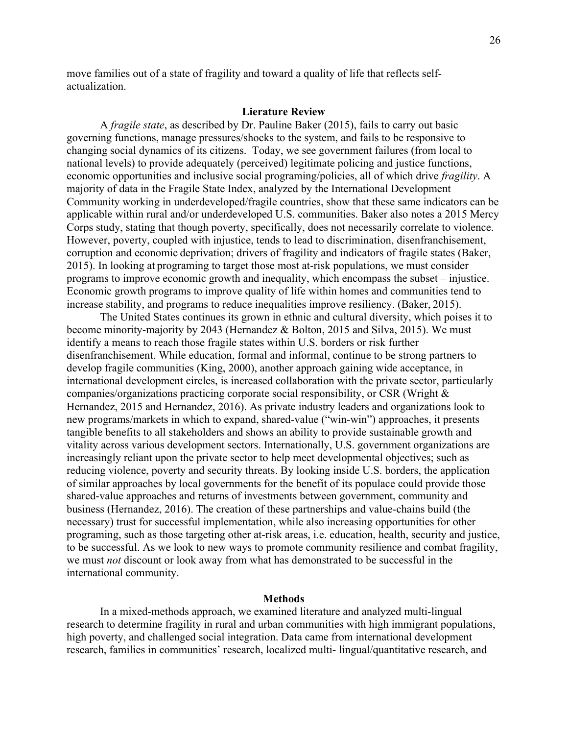move families out of a state of fragility and toward a quality of life that reflects self-actualization.

## Lierature Review

A *fragile state*, as described by Dr. Pauline Baker (2015), fails to carry out basic governing functions, manage pressures/shocks to the system, and fails to be responsive to changing social dynamics of its citizens. Today, we see government failures (from local to national levels) to provide adequately (perceived) legitimate policing and justice functions, economic opportunities and inclusive social programing/policies, all of which drive *fragility*. A majority of data in the Fragile State Index, analyzed by the International Development Community working in underdeveloped/fragile countries, show that these same indicators can be applicable within rural and/or underdeveloped U.S. communities. Baker also notes a 2015 Mercy Corps study, stating that though poverty, specifically, does not necessarily correlate to violence. However, poverty, coupled with injustice, tends to lead to discrimination, disenfranchisement, corruption and economic deprivation; drivers of fragility and indicators of fragile states (Baker, 2015). In looking at programing to target those most at-risk populations, we must consider programs to improve economic growth and inequality, which encompass the subset – injustice. Economic growth programs to improve quality of life within homes and communities tend to increase stability, and programs to reduce inequalities improve resiliency. (Baker, 2015).

The United States continues its grown in ethnic and cultural diversity, which poises it to become minority-majority by 2043 (Hernandez & Bolton, 2015 and Silva, 2015). We must identify a means to reach those fragile states within U.S. borders or risk further disenfranchisement. While education, formal and informal, continue to be strong partners to develop fragile communities (King, 2000), another approach gaining wide acceptance, in international development circles, is increased collaboration with the private sector, particularly companies/organizations practicing corporate social responsibility, or CSR (Wright & Hernandez, 2015 and Hernandez, 2016). As private industry leaders and organizations look to new programs/markets in which to expand, shared-value ("win-win") approaches, it presents tangible benefits to all stakeholders and shows an ability to provide sustainable growth and vitality across various development sectors. Internationally, U.S. government organizations are increasingly reliant upon the private sector to help meet developmental objectives; such as reducing violence, poverty and security threats. By looking inside U.S. borders, the application of similar approaches by local governments for the benefit of its populace could provide those shared-value approaches and returns of investments between government, community and business (Hernandez, 2016). The creation of these partnerships and value-chains build (the necessary) trust for successful implementation, while also increasing opportunities for other programing, such as those targeting other at-risk areas, i.e. education, health, security and justice, to be successful. As we look to new ways to promote community resilience and combat fragility, we must *not* discount or look away from what has demonstrated to be successful in the international community.

## Methods

In a mixed-methods approach, we examined literature and analyzed multi-lingual research to determine fragility in rural and urban communities with high immigrant populations, high poverty, and challenged social integration. Data came from international development research, families in communities' research, localized multi- lingual/quantitative research, and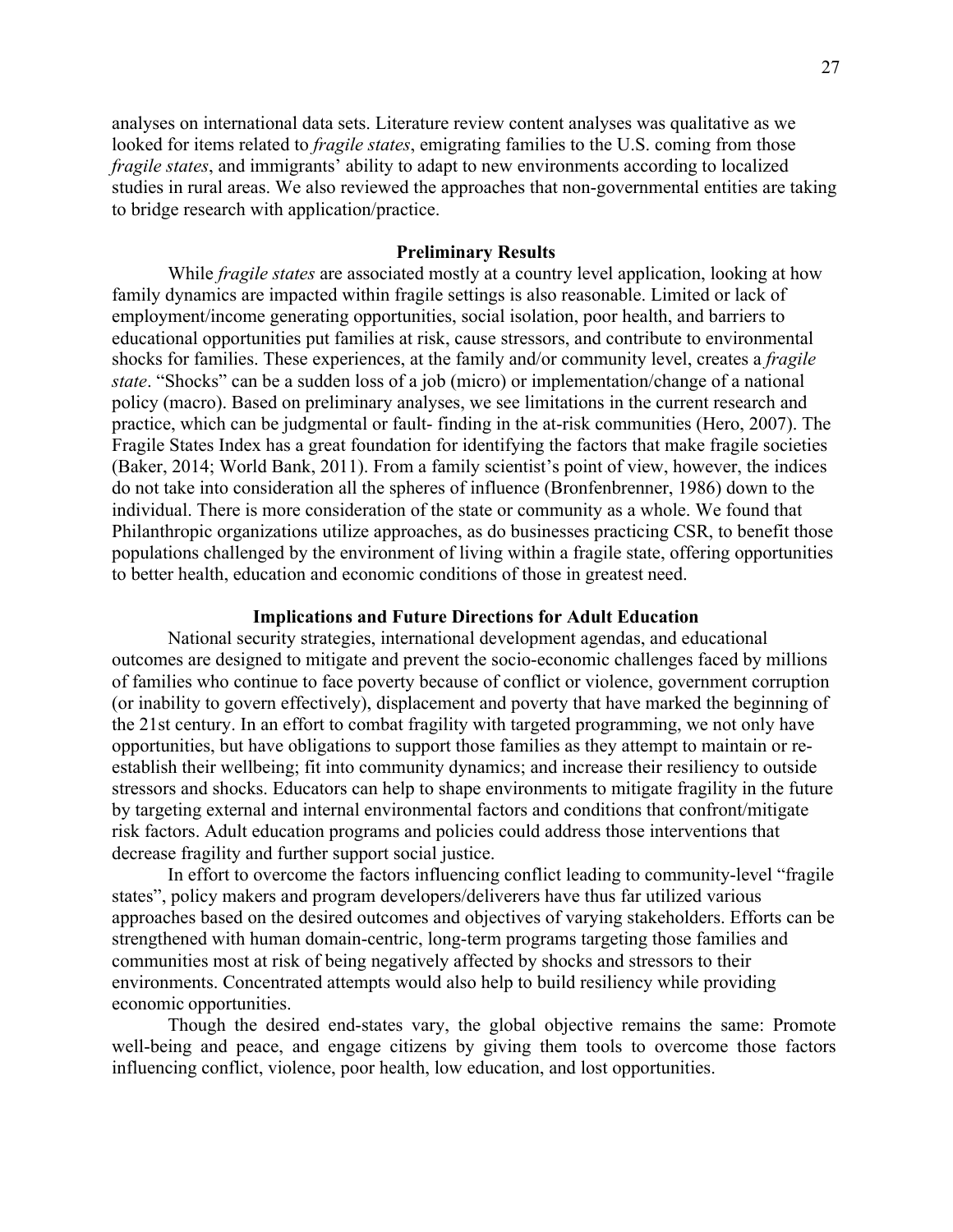analyses on international data sets. Literature review content analyses was qualitative as we looked for items related to *fragile states*, emigrating families to the U.S. coming from those *fragile states*, and immigrants' ability to adapt to new environments according to localized studies in rural areas. We also reviewed the approaches that non-governmental entities are taking to bridge research with application/practice.

## Preliminary Results

While *fragile states* are associated mostly at a country level application, looking at how family dynamics are impacted within fragile settings is also reasonable. Limited or lack of employment/income generating opportunities, social isolation, poor health, and barriers to educational opportunities put families at risk, cause stressors, and contribute to environmental shocks for families. These experiences, at the family and/or community level, creates a *fragile state*. "Shocks" can be a sudden loss of a job (micro) or implementation/change of a national policy (macro). Based on preliminary analyses, we see limitations in the current research and practice, which can be judgmental or fault- finding in the at-risk communities (Hero, 2007). The Fragile States Index has a great foundation for identifying the factors that make fragile societies (Baker, 2014; World Bank, 2011). From a family scientist's point of view, however, the indices do not take into consideration all the spheres of influence (Bronfenbrenner, 1986) down to the individual. There is more consideration of the state or community as a whole. We found that Philanthropic organizations utilize approaches, as do businesses practicing CSR, to benefit those populations challenged by the environment of living within a fragile state, offering opportunities to better health, education and economic conditions of those in greatest need.

## Implications and Future Directions for Adult Education

National security strategies, international development agendas, and educational outcomes are designed to mitigate and prevent the socio-economic challenges faced by millions of families who continue to face poverty because of conflict or violence, government corruption (or inability to govern effectively), displacement and poverty that have marked the beginning of the 21st century. In an effort to combat fragility with targeted programming, we not only have opportunities, but have obligations to support those families as they attempt to maintain or re-establish their wellbeing; fit into community dynamics; and increase their resiliency to outside stressors and shocks. Educators can help to shape environments to mitigate fragility in the future by targeting external and internal environmental factors and conditions that confront/mitigate risk factors. Adult education programs and policies could address those interventions that decrease fragility and further support social justice.

In effort to overcome the factors influencing conflict leading to community-level "fragile states", policy makers and program developers/deliverers have thus far utilized various approaches based on the desired outcomes and objectives of varying stakeholders. Efforts can be strengthened with human domain-centric, long-term programs targeting those families and communities most at risk of being negatively affected by shocks and stressors to their environments. Concentrated attempts would also help to build resiliency while providing economic opportunities.

Though the desired end-states vary, the global objective remains the same: Promote well-being and peace, and engage citizens by giving them tools to overcome those factors influencing conflict, violence, poor health, low education, and lost opportunities.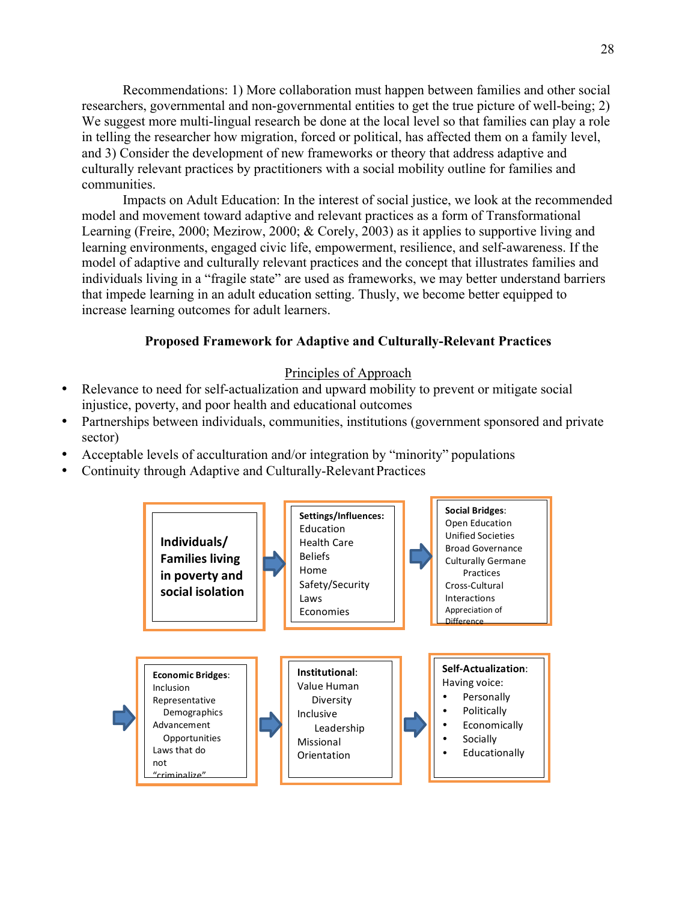Recommendations: 1) More collaboration must happen between families and other social researchers, governmental and non-governmental entities to get the true picture of well-being; 2) We suggest more multi-lingual research be done at the local level so that families can play a role in telling the researcher how migration, forced or political, has affected them on a family level, and 3) Consider the development of new frameworks or theory that address adaptive and culturally relevant practices by practitioners with a social mobility outline for families and communities.

Impacts on Adult Education: In the interest of social justice, we look at the recommended model and movement toward adaptive and relevant practices as a form of Transformational Learning (Freire, 2000; Mezirow, 2000; & Corely, 2003) as it applies to supportive living and learning environments, engaged civic life, empowerment, resilience, and self-awareness. If the model of adaptive and culturally relevant practices and the concept that illustrates families and individuals living in a "fragile state" are used as frameworks, we may better understand barriers that impede learning in an adult education setting. Thusly, we become better equipped to increase learning outcomes for adult learners.

## Proposed Framework for Adaptive and Culturally-Relevant Practices

<u>Principles of Approach</u>

- Relevance to need for self-actualization and upward mobility to prevent or mitigate social injustice, poverty, and poor health and educational outcomes
- Partnerships between individuals, communities, institutions (government sponsored and private sector)
- Acceptable levels of acculturation and/or integration by "minority" populations
- Continuity through Adaptive and Culturally-Relevant Practices

**Individuals/ Families living in poverty and social isolation**

→

**Settings/Influences:**
Education
Health Care
Beliefs
Home
Safety/Security
Laws
Economies

→

**Social Bridges**:
Open Education
Unified Societies
Broad Governance
Culturally Germane Practices
Cross-Cultural Interactions
Appreciation of Difference

→

**Economic Bridges**:
Inclusion
Representative Demographics
Advancement Opportunities
Laws that do not "criminalize"

→

**Institutional**:
Value Human Diversity
Inclusive Leadership
Missional Orientation

→

**Self-Actualization**:
Having voice:
- Personally
- Politically
- Economically
- Socially
- Educationally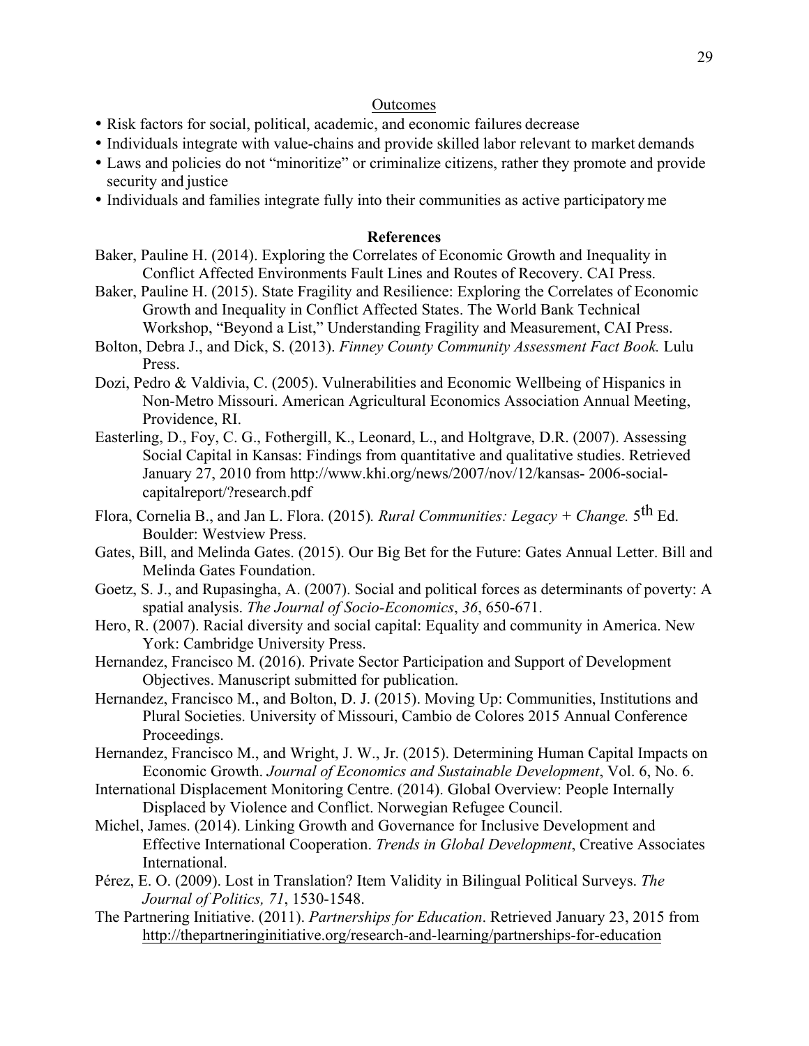Outcomes

- Risk factors for social, political, academic, and economic failures decrease
- Individuals integrate with value-chains and provide skilled labor relevant to market demands
- Laws and policies do not "minoritize" or criminalize citizens, rather they promote and provide security and justice
- Individuals and families integrate fully into their communities as active participatory me

## References

Baker, Pauline H. (2014). Exploring the Correlates of Economic Growth and Inequality in Conflict Affected Environments Fault Lines and Routes of Recovery. CAI Press.

Baker, Pauline H. (2015). State Fragility and Resilience: Exploring the Correlates of Economic Growth and Inequality in Conflict Affected States. The World Bank Technical Workshop, "Beyond a List," Understanding Fragility and Measurement, CAI Press.

Bolton, Debra J., and Dick, S. (2013). *Finney County Community Assessment Fact Book.* Lulu Press.

Dozi, Pedro & Valdivia, C. (2005). Vulnerabilities and Economic Wellbeing of Hispanics in Non-Metro Missouri. American Agricultural Economics Association Annual Meeting, Providence, RI.

Easterling, D., Foy, C. G., Fothergill, K., Leonard, L., and Holtgrave, D.R. (2007). Assessing Social Capital in Kansas: Findings from quantitative and qualitative studies. Retrieved January 27, 2010 from http://www.khi.org/news/2007/nov/12/kansas- 2006-social-capitalreport/?research.pdf

Flora, Cornelia B., and Jan L. Flora. (2015). *Rural Communities: Legacy + Change.* 5th Ed. Boulder: Westview Press.

Gates, Bill, and Melinda Gates. (2015). Our Big Bet for the Future: Gates Annual Letter. Bill and Melinda Gates Foundation.

Goetz, S. J., and Rupasingha, A. (2007). Social and political forces as determinants of poverty: A spatial analysis. *The Journal of Socio-Economics*, *36*, 650-671.

Hero, R. (2007). Racial diversity and social capital: Equality and community in America. New York: Cambridge University Press.

Hernandez, Francisco M. (2016). Private Sector Participation and Support of Development Objectives. Manuscript submitted for publication.

Hernandez, Francisco M., and Bolton, D. J. (2015). Moving Up: Communities, Institutions and Plural Societies. University of Missouri, Cambio de Colores 2015 Annual Conference Proceedings.

Hernandez, Francisco M., and Wright, J. W., Jr. (2015). Determining Human Capital Impacts on Economic Growth. *Journal of Economics and Sustainable Development*, Vol. 6, No. 6.

International Displacement Monitoring Centre. (2014). Global Overview: People Internally Displaced by Violence and Conflict. Norwegian Refugee Council.

Michel, James. (2014). Linking Growth and Governance for Inclusive Development and Effective International Cooperation. *Trends in Global Development*, Creative Associates International.

Pérez, E. O. (2009). Lost in Translation? Item Validity in Bilingual Political Surveys. *The Journal of Politics, 71*, 1530-1548.

The Partnering Initiative. (2011). *Partnerships for Education*. Retrieved January 23, 2015 from http://thepartneringinitiative.org/research-and-learning/partnerships-for-education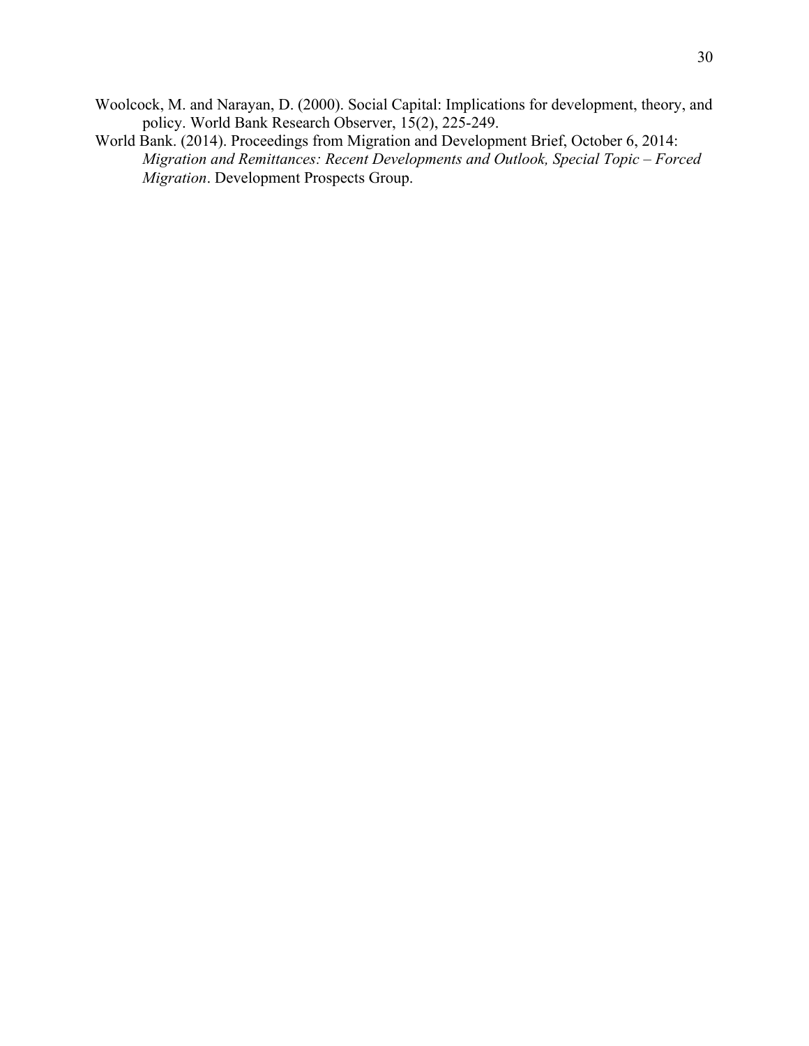Woolcock, M. and Narayan, D. (2000). Social Capital: Implications for development, theory, and policy. World Bank Research Observer, 15(2), 225-249.

World Bank. (2014). Proceedings from Migration and Development Brief, October 6, 2014: *Migration and Remittances: Recent Developments and Outlook, Special Topic – Forced Migration*. Development Prospects Group.